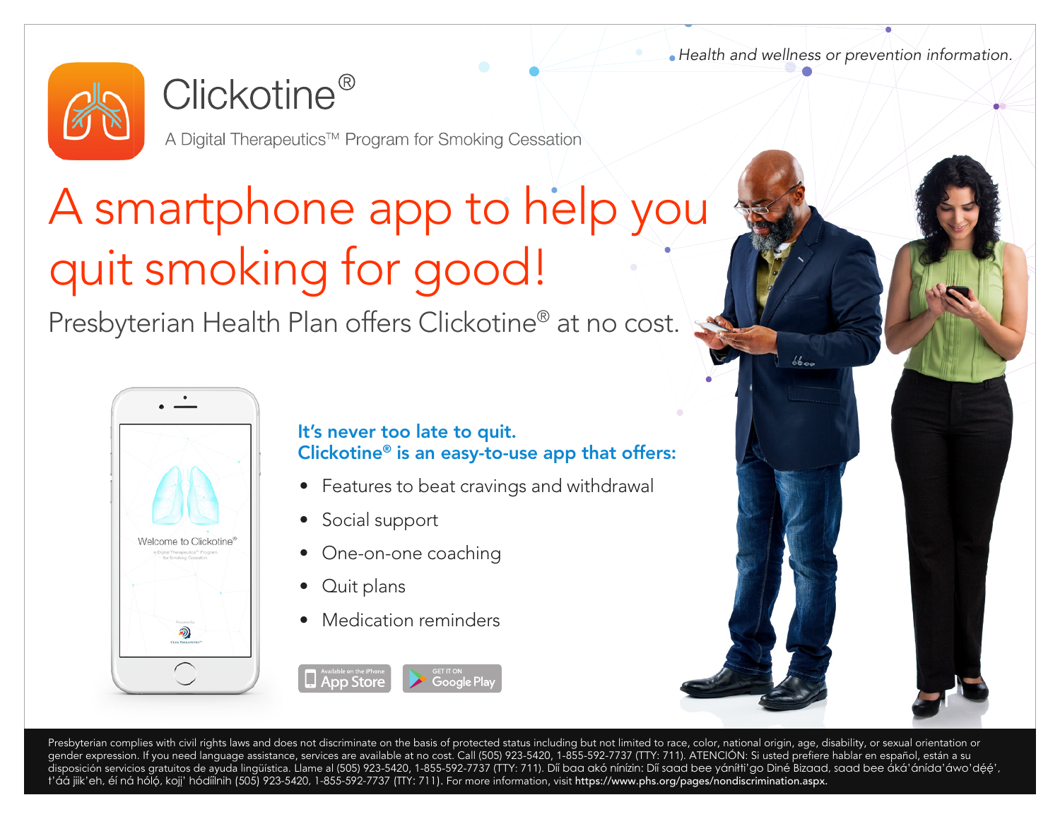*Health and wellness or prevention information.*

# Clickotine®

A Digital Therapeutics™ Program for Smoking Cessation

# A smartphone app to help you quit smoking for good!

Presbyterian Health Plan offers Clickotine® at no cost.

Welcome to Clickotine®

## It's never too late to quit. Clickotine® is an easy-to-use app that offers:

- Features to beat cravings and withdrawal
- Social support
- One-on-one coaching
- Quit plans
- Medication reminders

Available on the iPhone App Store

GET IT ON Google Play

Presbyterian complies with civil rights laws and does not discriminate on the basis of protected status including but not limited to race, color, national origin, age, disability, or sexual orientation or gender expression. If you need language assistance, services are available at no cost. Call (505) 923-5420, 1-855-592-7737 (TTY: 711). ATENCIÓN: Si usted prefiere hablar en español, están a su disposición servicios gratuitos de ayuda lingüística. Llame al (505) 923-5420, 1-855-592-7737 (TTY: 711). Díí baa akó nínízin: Díí saad bee yáníłti'go Diné Bizaad, saad bee áká'ánída'áwo'déé', t'áá jiik'eh, éí ná hóló, koji' hódíílnih (505) 923-5420, 1-855-592-7737 (TTY: 711). For more information, visit **https://www.phs.org/pages/nondiscrimination.aspx.**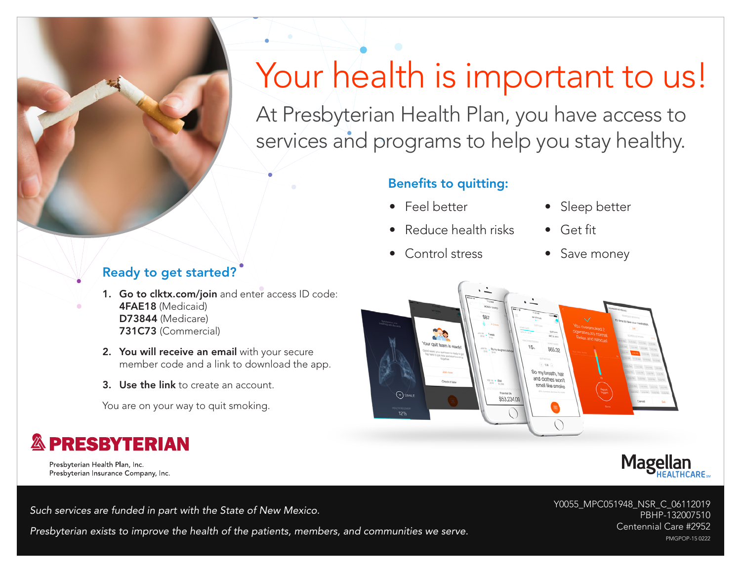# Your health is important to us!

At Presbyterian Health Plan, you have access to services and programs to help you stay healthy.

## Benefits to quitting:

- Feel better
- Reduce health risks
- Control stress
- Sleep better
- Get fit
- Save money

## Ready to get started?

1. **Go to clktx.com/join** and enter access ID code:
   **4FAE18** (Medicaid)
   **D73844** (Medicare)
   **731C73** (Commercial)
2. **You will receive an email** with your secure member code and a link to download the app.
3. **Use the link** to create an account.

You are on your way to quit smoking.

**PRESBYTERIAN**

Presbyterian Health Plan, Inc.
Presbyterian Insurance Company, Inc.

Magellan HEALTHCARE

*Such services are funded in part with the State of New Mexico.*

*Presbyterian exists to improve the health of the patients, members, and communities we serve.*

Y0055_MPC051948_NSR_C_06112019
PBHP-132007510
Centennial Care #2952
PMGPOP-15 0222